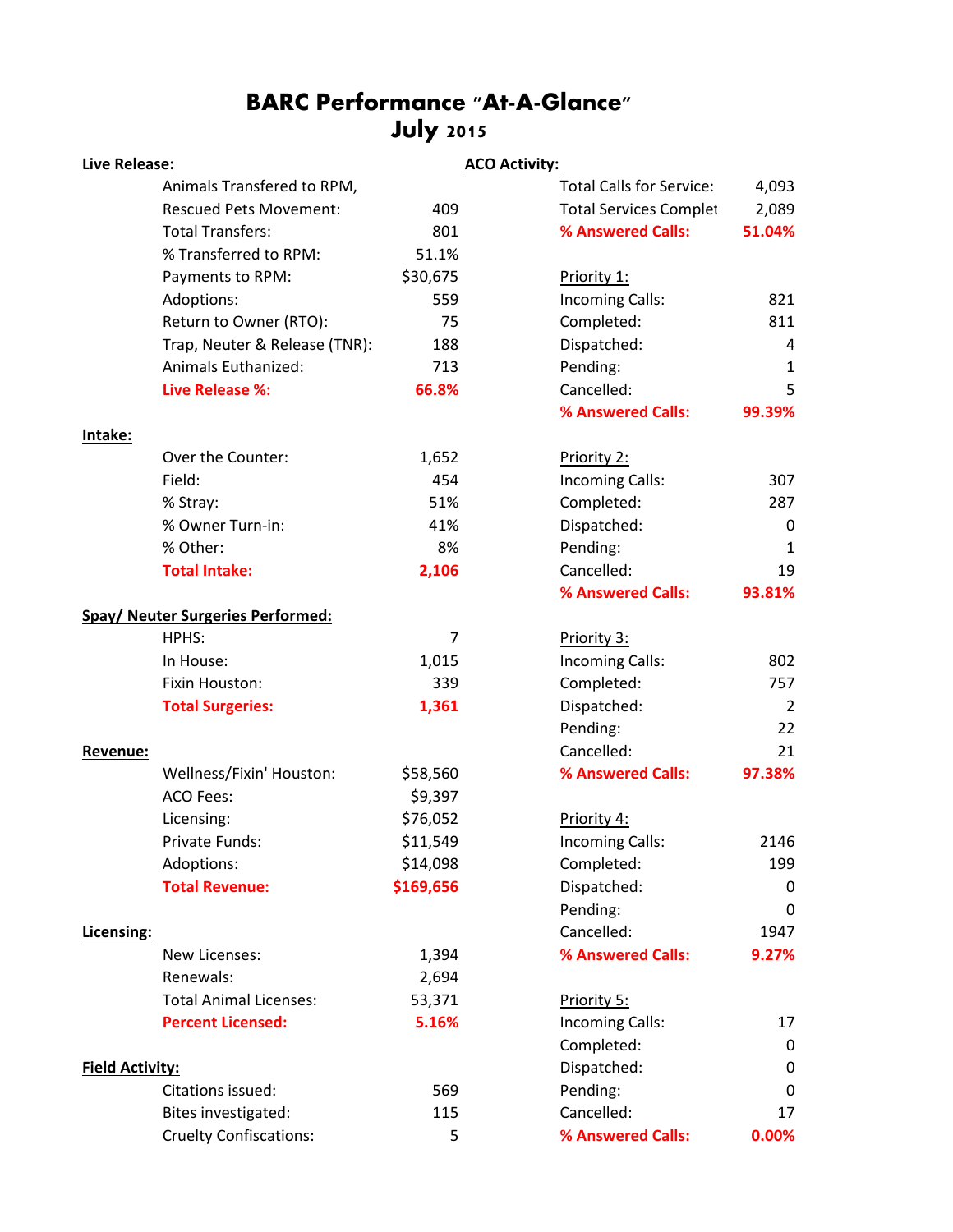# BARC Performance "At-A-Glance"

## July 2015

**Live Release:**

| | |
|---|---|
| Animals Transfered to RPM, | |
| Rescued Pets Movement: | 409 |
| Total Transfers: | 801 |
| % Transferred to RPM: | 51.1% |
| Payments to RPM: | $30,675 |
| Adoptions: | 559 |
| Return to Owner (RTO): | 75 |
| Trap, Neuter & Release (TNR): | 188 |
| Animals Euthanized: | 713 |
| **Live Release %:** | **66.8%** |

**Intake:**

| | |
|---|---|
| Over the Counter: | 1,652 |
| Field: | 454 |
| % Stray: | 51% |
| % Owner Turn-in: | 41% |
| % Other: | 8% |
| **Total Intake:** | **2,106** |

**Spay/ Neuter Surgeries Performed:**

| | |
|---|---|
| HPHS: | 7 |
| In House: | 1,015 |
| Fixin Houston: | 339 |
| **Total Surgeries:** | **1,361** |

**Revenue:**

| | |
|---|---|
| Wellness/Fixin' Houston: | $58,560 |
| ACO Fees: | $9,397 |
| Licensing: | $76,052 |
| Private Funds: | $11,549 |
| Adoptions: | $14,098 |
| **Total Revenue:** | **$169,656** |

**Licensing:**

| | |
|---|---|
| New Licenses: | 1,394 |
| Renewals: | 2,694 |
| Total Animal Licenses: | 53,371 |
| **Percent Licensed:** | **5.16%** |

**Field Activity:**

| | |
|---|---|
| Citations issued: | 569 |
| Bites investigated: | 115 |
| Cruelty Confiscations: | 5 |

**ACO Activity:**

| | |
|---|---|
| Total Calls for Service: | 4,093 |
| Total Services Complet | 2,089 |
| **% Answered Calls:** | **51.04%** |

Priority 1:

| | |
|---|---|
| Incoming Calls: | 821 |
| Completed: | 811 |
| Dispatched: | 4 |
| Pending: | 1 |
| Cancelled: | 5 |
| **% Answered Calls:** | **99.39%** |

Priority 2:

| | |
|---|---|
| Incoming Calls: | 307 |
| Completed: | 287 |
| Dispatched: | 0 |
| Pending: | 1 |
| Cancelled: | 19 |
| **% Answered Calls:** | **93.81%** |

Priority 3:

| | |
|---|---|
| Incoming Calls: | 802 |
| Completed: | 757 |
| Dispatched: | 2 |
| Pending: | 22 |
| Cancelled: | 21 |
| **% Answered Calls:** | **97.38%** |

Priority 4:

| | |
|---|---|
| Incoming Calls: | 2146 |
| Completed: | 199 |
| Dispatched: | 0 |
| Pending: | 0 |
| Cancelled: | 1947 |
| **% Answered Calls:** | **9.27%** |

Priority 5:

| | |
|---|---|
| Incoming Calls: | 17 |
| Completed: | 0 |
| Dispatched: | 0 |
| Pending: | 0 |
| Cancelled: | 17 |
| **% Answered Calls:** | **0.00%** |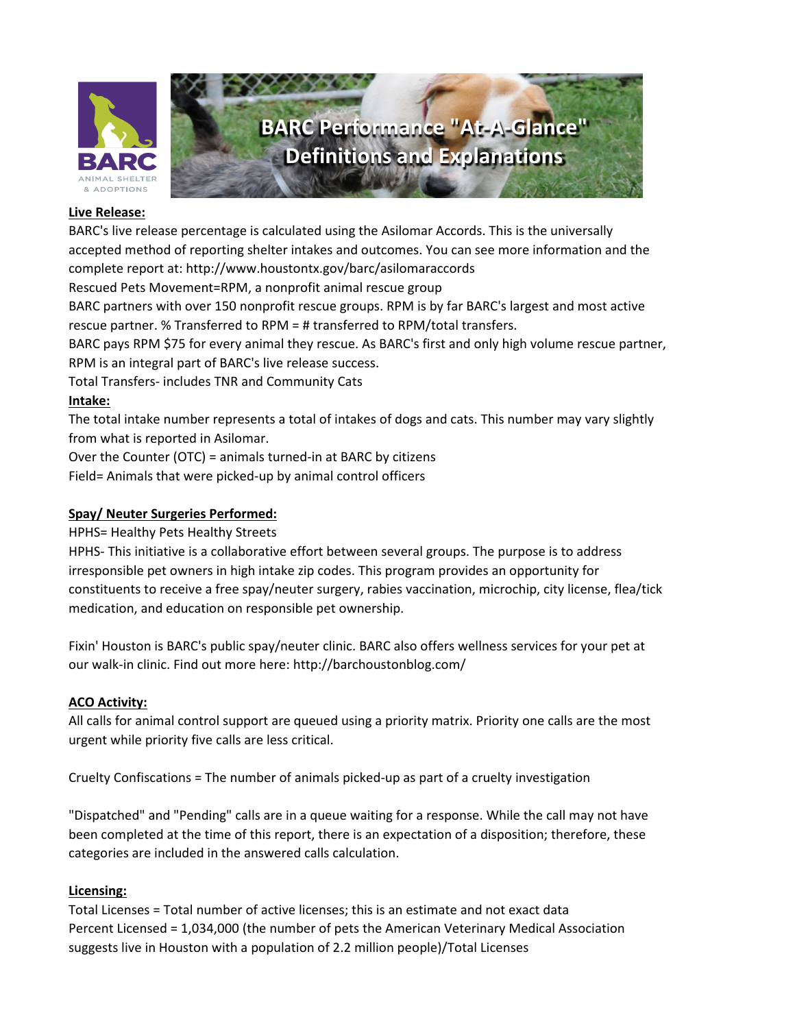# BARC Performance "At-A-Glance" Definitions and Explanations

**Live Release:**

BARC's live release percentage is calculated using the Asilomar Accords. This is the universally accepted method of reporting shelter intakes and outcomes. You can see more information and the complete report at: http://www.houstontx.gov/barc/asilomaraccords

Rescued Pets Movement=RPM, a nonprofit animal rescue group

BARC partners with over 150 nonprofit rescue groups. RPM is by far BARC's largest and most active rescue partner. % Transferred to RPM = # transferred to RPM/total transfers.

BARC pays RPM $75 for every animal they rescue. As BARC's first and only high volume rescue partner, RPM is an integral part of BARC's live release success.

Total Transfers- includes TNR and Community Cats

**Intake:**

The total intake number represents a total of intakes of dogs and cats. This number may vary slightly from what is reported in Asilomar.

Over the Counter (OTC) = animals turned-in at BARC by citizens

Field= Animals that were picked-up by animal control officers

**Spay/ Neuter Surgeries Performed:**

HPHS= Healthy Pets Healthy Streets

HPHS- This initiative is a collaborative effort between several groups. The purpose is to address irresponsible pet owners in high intake zip codes. This program provides an opportunity for constituents to receive a free spay/neuter surgery, rabies vaccination, microchip, city license, flea/tick medication, and education on responsible pet ownership.

Fixin' Houston is BARC's public spay/neuter clinic. BARC also offers wellness services for your pet at our walk-in clinic. Find out more here: http://barchoustonblog.com/

**ACO Activity:**

All calls for animal control support are queued using a priority matrix. Priority one calls are the most urgent while priority five calls are less critical.

Cruelty Confiscations = The number of animals picked-up as part of a cruelty investigation

"Dispatched" and "Pending" calls are in a queue waiting for a response. While the call may not have been completed at the time of this report, there is an expectation of a disposition; therefore, these categories are included in the answered calls calculation.

**Licensing:**

Total Licenses = Total number of active licenses; this is an estimate and not exact data

Percent Licensed = 1,034,000 (the number of pets the American Veterinary Medical Association suggests live in Houston with a population of 2.2 million people)/Total Licenses